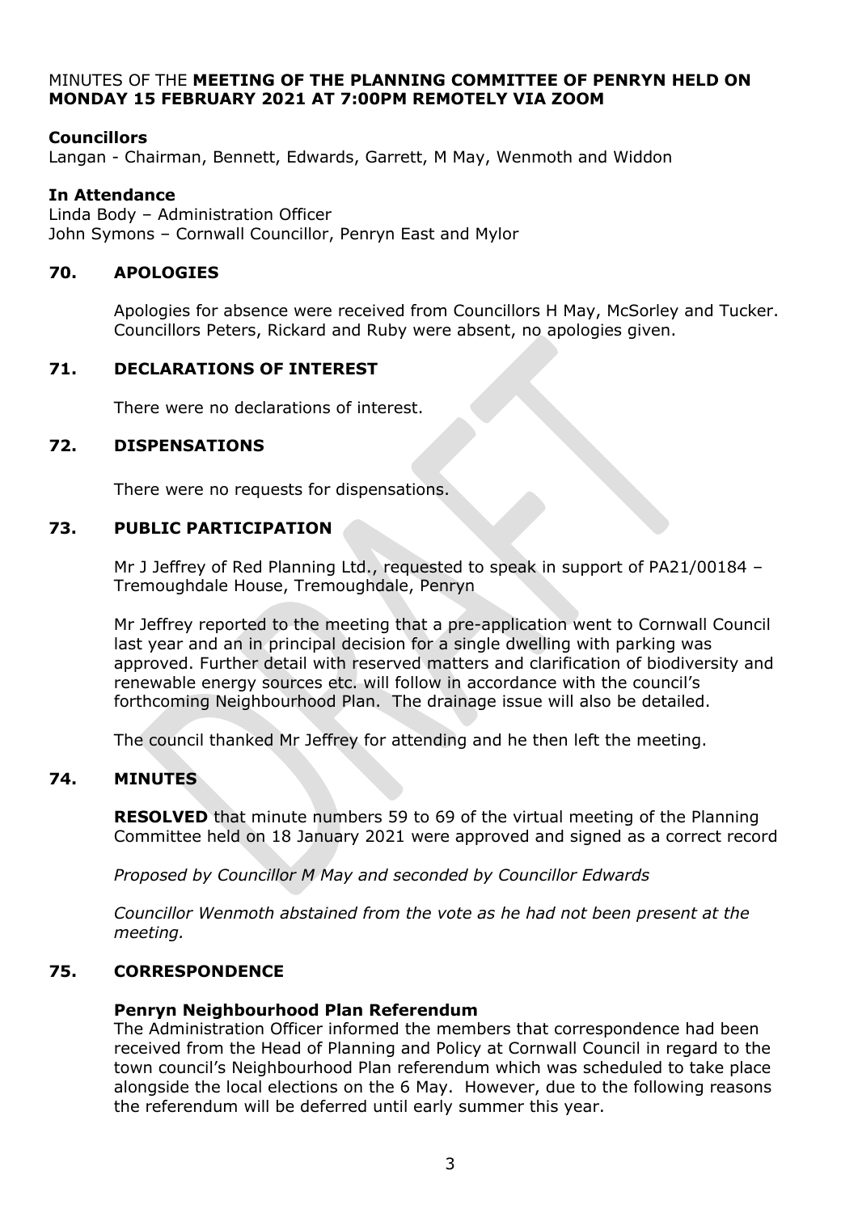MINUTES OF THE **MEETING OF THE PLANNING COMMITTEE OF PENRYN HELD ON MONDAY 15 FEBRUARY 2021 AT 7:00PM REMOTELY VIA ZOOM**

**Councillors**
Langan - Chairman, Bennett, Edwards, Garrett, M May, Wenmoth and Widdon

**In Attendance**
Linda Body – Administration Officer
John Symons – Cornwall Councillor, Penryn East and Mylor

## 70. APOLOGIES

Apologies for absence were received from Councillors H May, McSorley and Tucker. Councillors Peters, Rickard and Ruby were absent, no apologies given.

## 71. DECLARATIONS OF INTEREST

There were no declarations of interest.

## 72. DISPENSATIONS

There were no requests for dispensations.

## 73. PUBLIC PARTICIPATION

Mr J Jeffrey of Red Planning Ltd., requested to speak in support of PA21/00184 – Tremoughdale House, Tremoughdale, Penryn

Mr Jeffrey reported to the meeting that a pre-application went to Cornwall Council last year and an in principal decision for a single dwelling with parking was approved. Further detail with reserved matters and clarification of biodiversity and renewable energy sources etc. will follow in accordance with the council's forthcoming Neighbourhood Plan. The drainage issue will also be detailed.

The council thanked Mr Jeffrey for attending and he then left the meeting.

## 74. MINUTES

**RESOLVED** that minute numbers 59 to 69 of the virtual meeting of the Planning Committee held on 18 January 2021 were approved and signed as a correct record

*Proposed by Councillor M May and seconded by Councillor Edwards*

*Councillor Wenmoth abstained from the vote as he had not been present at the meeting.*

## 75. CORRESPONDENCE

**Penryn Neighbourhood Plan Referendum**
The Administration Officer informed the members that correspondence had been received from the Head of Planning and Policy at Cornwall Council in regard to the town council's Neighbourhood Plan referendum which was scheduled to take place alongside the local elections on the 6 May. However, due to the following reasons the referendum will be deferred until early summer this year.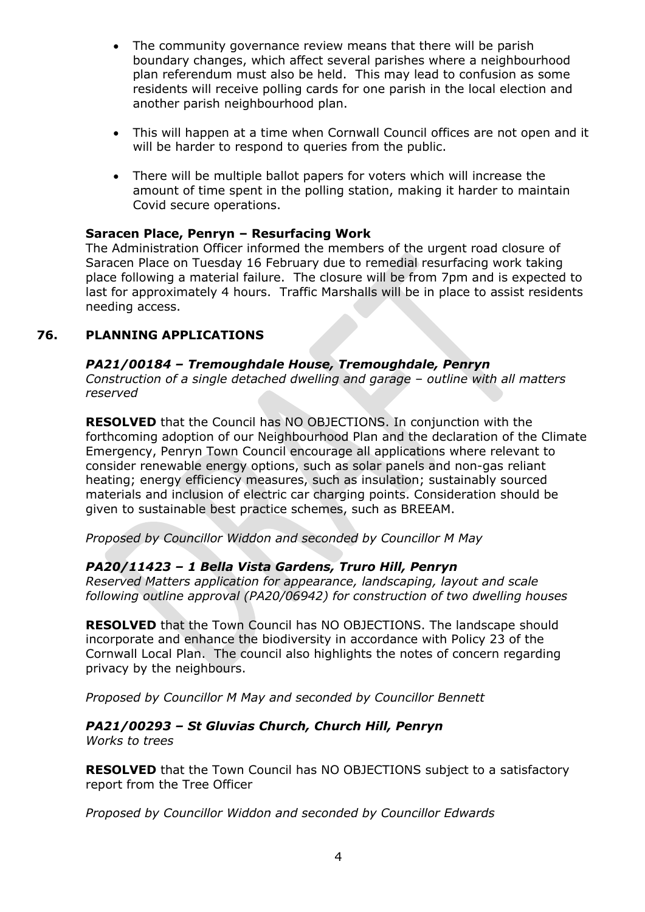- The community governance review means that there will be parish boundary changes, which affect several parishes where a neighbourhood plan referendum must also be held. This may lead to confusion as some residents will receive polling cards for one parish in the local election and another parish neighbourhood plan.
- This will happen at a time when Cornwall Council offices are not open and it will be harder to respond to queries from the public.
- There will be multiple ballot papers for voters which will increase the amount of time spent in the polling station, making it harder to maintain Covid secure operations.

**Saracen Place, Penryn – Resurfacing Work**
The Administration Officer informed the members of the urgent road closure of Saracen Place on Tuesday 16 February due to remedial resurfacing work taking place following a material failure. The closure will be from 7pm and is expected to last for approximately 4 hours. Traffic Marshalls will be in place to assist residents needing access.

## 76. PLANNING APPLICATIONS

***PA21/00184 – Tremoughdale House, Tremoughdale, Penryn***
*Construction of a single detached dwelling and garage – outline with all matters reserved*

**RESOLVED** that the Council has NO OBJECTIONS. In conjunction with the forthcoming adoption of our Neighbourhood Plan and the declaration of the Climate Emergency, Penryn Town Council encourage all applications where relevant to consider renewable energy options, such as solar panels and non-gas reliant heating; energy efficiency measures, such as insulation; sustainably sourced materials and inclusion of electric car charging points. Consideration should be given to sustainable best practice schemes, such as BREEAM.

*Proposed by Councillor Widdon and seconded by Councillor M May*

***PA20/11423 – 1 Bella Vista Gardens, Truro Hill, Penryn***
*Reserved Matters application for appearance, landscaping, layout and scale following outline approval (PA20/06942) for construction of two dwelling houses*

**RESOLVED** that the Town Council has NO OBJECTIONS. The landscape should incorporate and enhance the biodiversity in accordance with Policy 23 of the Cornwall Local Plan. The council also highlights the notes of concern regarding privacy by the neighbours.

*Proposed by Councillor M May and seconded by Councillor Bennett*

***PA21/00293 – St Gluvias Church, Church Hill, Penryn***
*Works to trees*

**RESOLVED** that the Town Council has NO OBJECTIONS subject to a satisfactory report from the Tree Officer

*Proposed by Councillor Widdon and seconded by Councillor Edwards*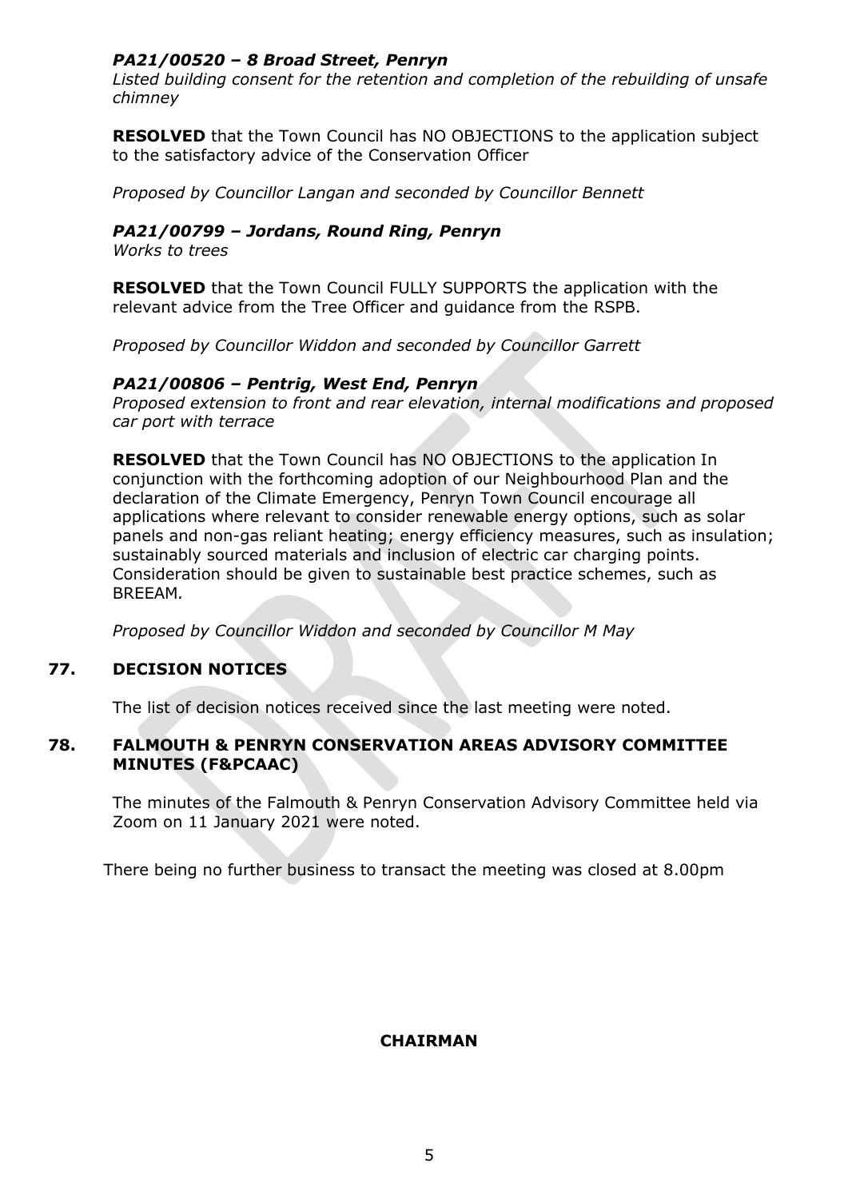***PA21/00520 – 8 Broad Street, Penryn***
*Listed building consent for the retention and completion of the rebuilding of unsafe chimney*

**RESOLVED** that the Town Council has NO OBJECTIONS to the application subject to the satisfactory advice of the Conservation Officer

*Proposed by Councillor Langan and seconded by Councillor Bennett*

***PA21/00799 – Jordans, Round Ring, Penryn***
*Works to trees*

**RESOLVED** that the Town Council FULLY SUPPORTS the application with the relevant advice from the Tree Officer and guidance from the RSPB.

*Proposed by Councillor Widdon and seconded by Councillor Garrett*

***PA21/00806 – Pentrig, West End, Penryn***
*Proposed extension to front and rear elevation, internal modifications and proposed car port with terrace*

**RESOLVED** that the Town Council has NO OBJECTIONS to the application In conjunction with the forthcoming adoption of our Neighbourhood Plan and the declaration of the Climate Emergency, Penryn Town Council encourage all applications where relevant to consider renewable energy options, such as solar panels and non-gas reliant heating; energy efficiency measures, such as insulation; sustainably sourced materials and inclusion of electric car charging points. Consideration should be given to sustainable best practice schemes, such as BREEAM*.*

*Proposed by Councillor Widdon and seconded by Councillor M May*

## 77. DECISION NOTICES

The list of decision notices received since the last meeting were noted.

## 78. FALMOUTH & PENRYN CONSERVATION AREAS ADVISORY COMMITTEE MINUTES (F&PCAAC)

The minutes of the Falmouth & Penryn Conservation Advisory Committee held via Zoom on 11 January 2021 were noted.

There being no further business to transact the meeting was closed at 8.00pm

**CHAIRMAN**